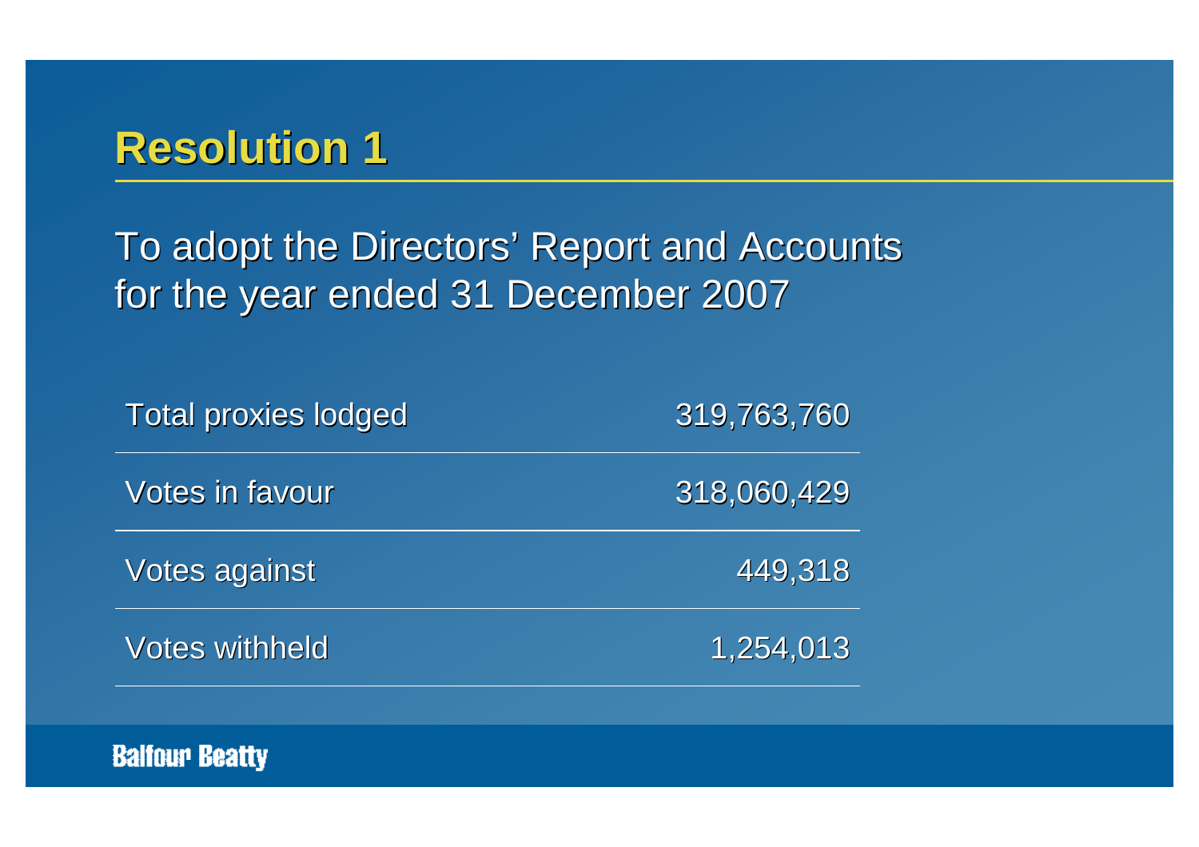# Resolution 1

To adopt the Directors' Report and Accounts for the year ended 31 December 2007

| | |
|---|---|
| Total proxies lodged | 319,763,760 |
| Votes in favour | 318,060,429 |
| Votes against | 449,318 |
| Votes withheld | 1,254,013 |

Balfour Beatty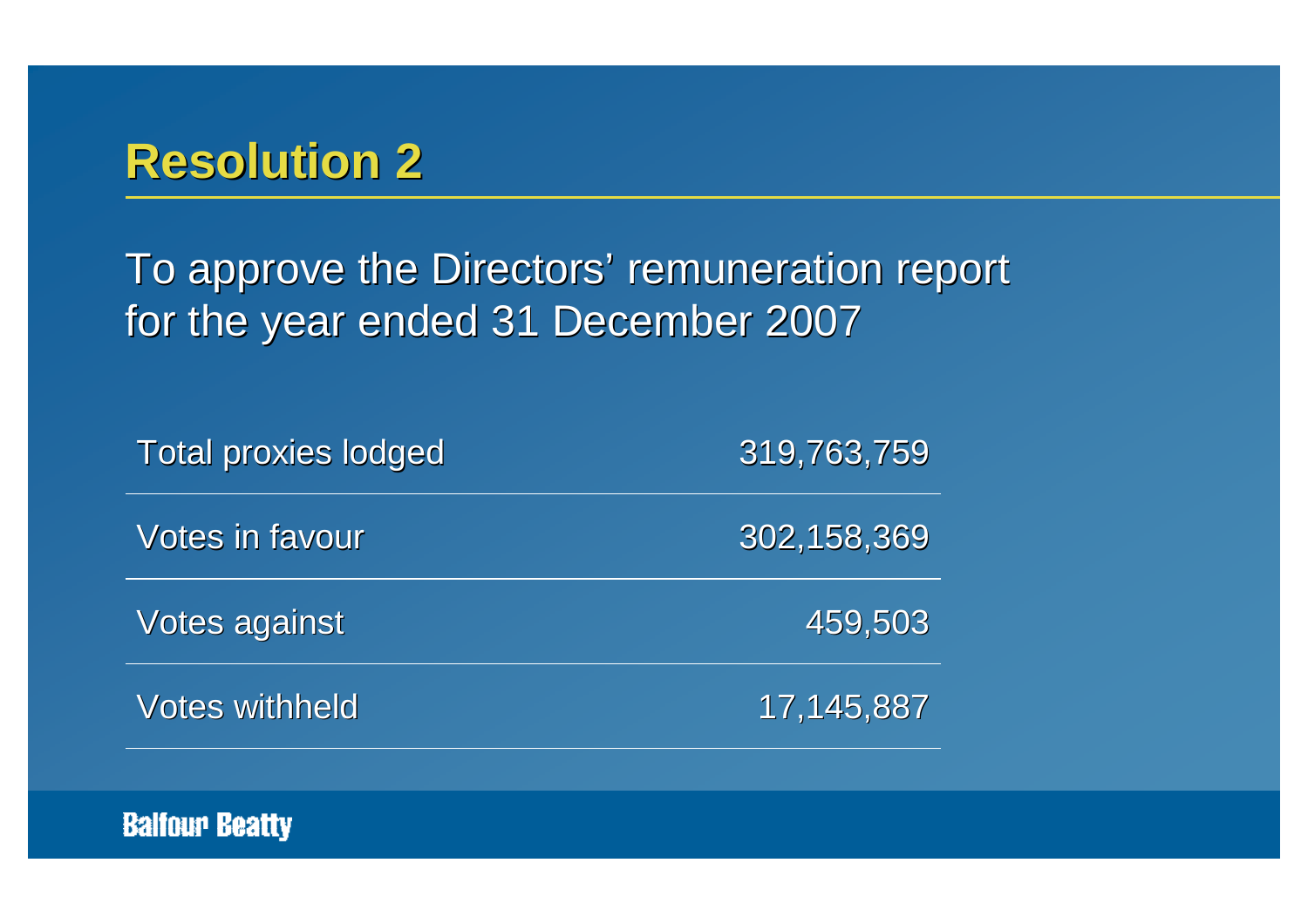# Resolution 2

To approve the Directors' remuneration report for the year ended 31 December 2007

| | |
|---|---:|
| Total proxies lodged | 319,763,759 |
| Votes in favour | 302,158,369 |
| Votes against | 459,503 |
| Votes withheld | 17,145,887 |

Balfour Beatty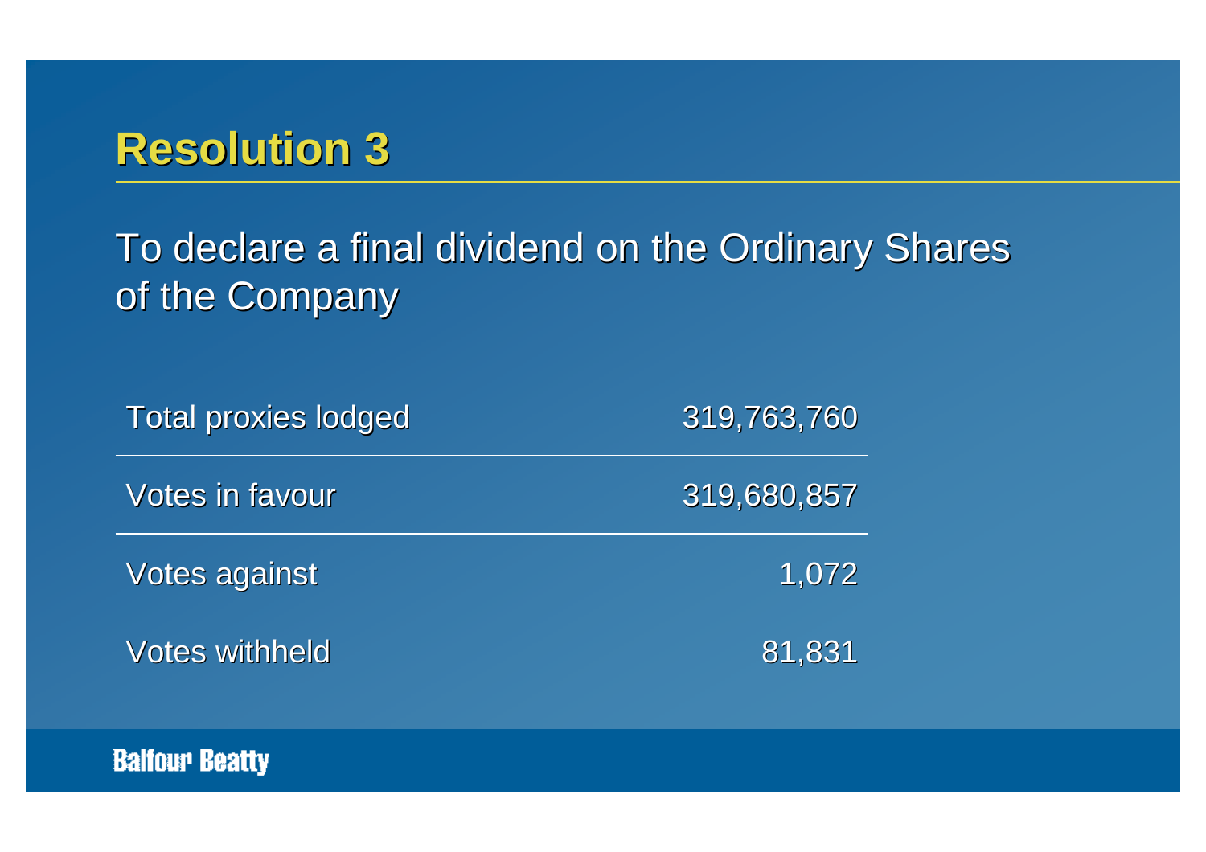# Resolution 3

To declare a final dividend on the Ordinary Shares of the Company

| | |
|---|---|
| Total proxies lodged | 319,763,760 |
| Votes in favour | 319,680,857 |
| Votes against | 1,072 |
| Votes withheld | 81,831 |

Balfour Beatty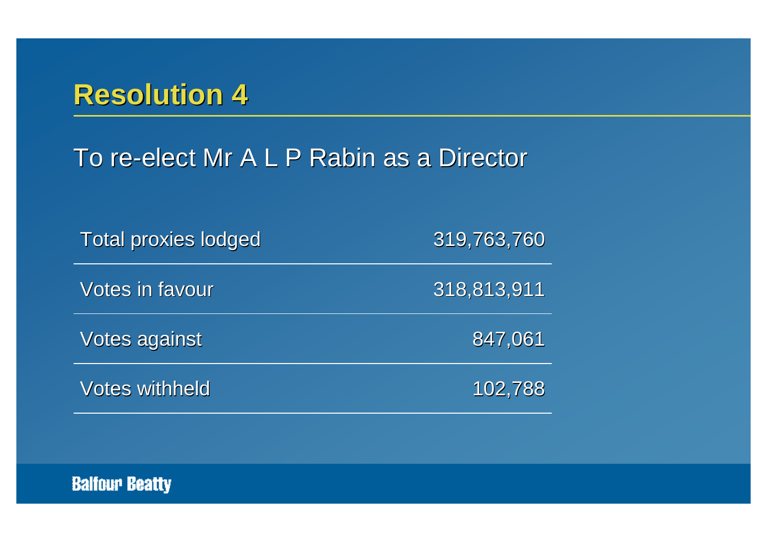# Resolution 4

To re-elect Mr A L P Rabin as a Director

| | |
|---|---|
| Total proxies lodged | 319,763,760 |
| Votes in favour | 318,813,911 |
| Votes against | 847,061 |
| Votes withheld | 102,788 |

Balfour Beatty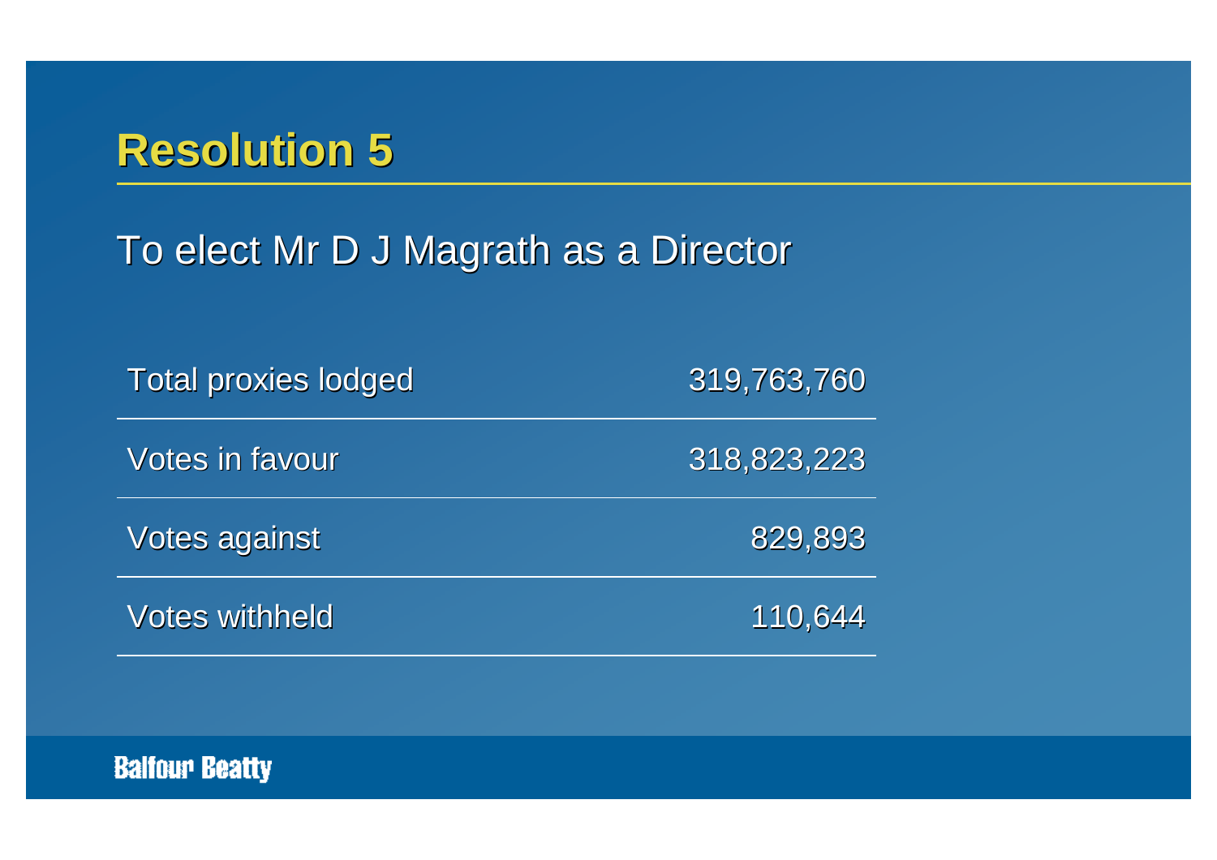# Resolution 5

To elect Mr D J Magrath as a Director

| | |
|---|---|
| Total proxies lodged | 319,763,760 |
| Votes in favour | 318,823,223 |
| Votes against | 829,893 |
| Votes withheld | 110,644 |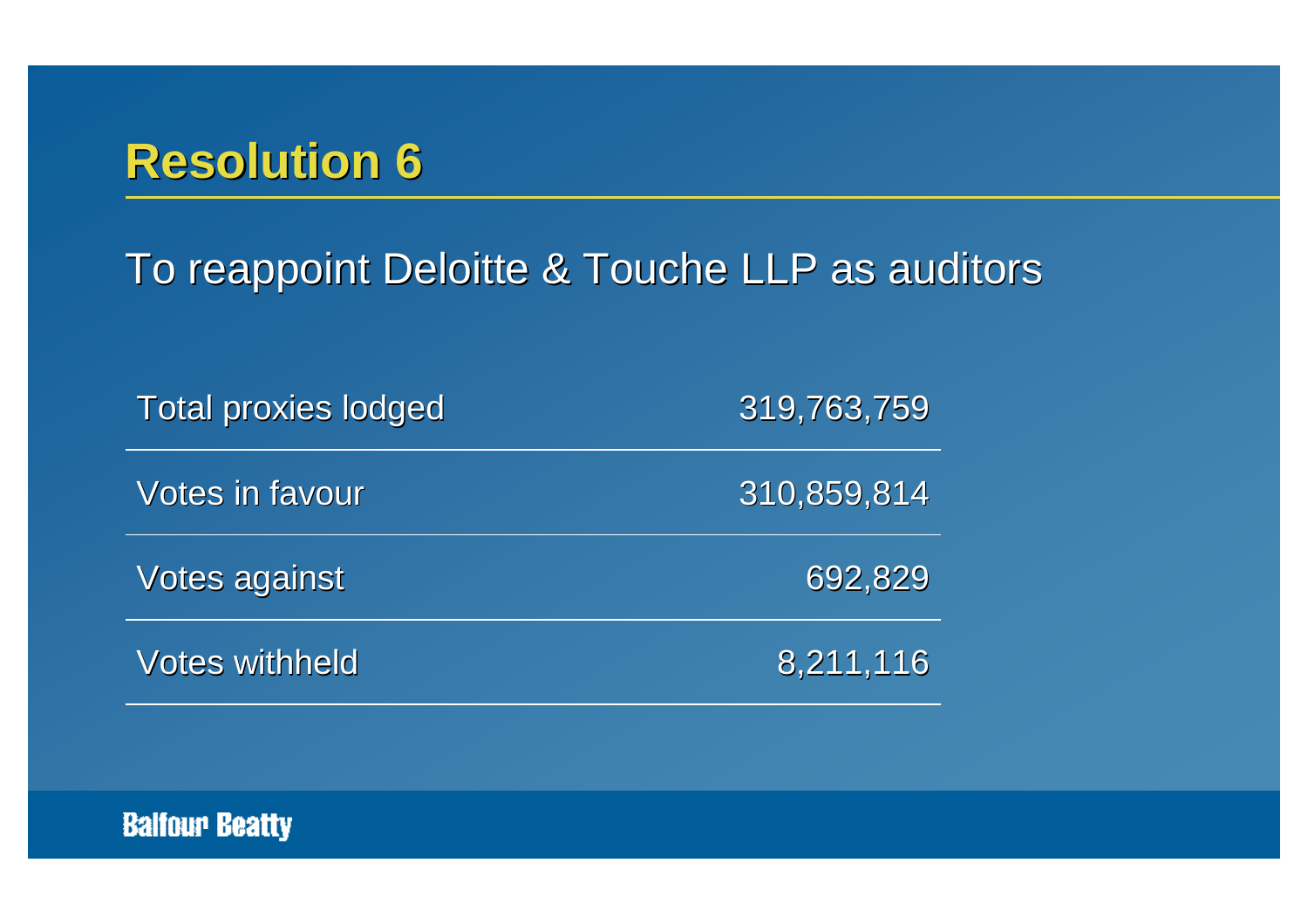# Resolution 6

To reappoint Deloitte & Touche LLP as auditors

| | |
|---|---|
| Total proxies lodged | 319,763,759 |
| Votes in favour | 310,859,814 |
| Votes against | 692,829 |
| Votes withheld | 8,211,116 |

Balfour Beatty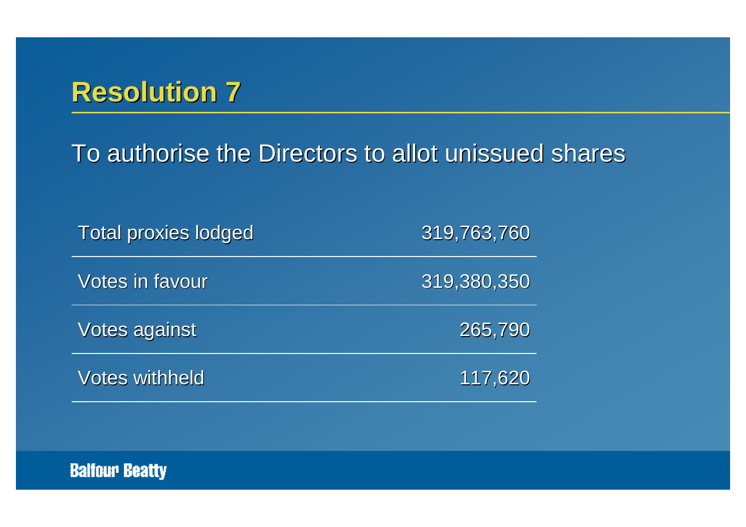# Resolution 7

To authorise the Directors to allot unissued shares

| | |
|---|---:|
| Total proxies lodged | 319,763,760 |
| Votes in favour | 319,380,350 |
| Votes against | 265,790 |
| Votes withheld | 117,620 |

Balfour Beatty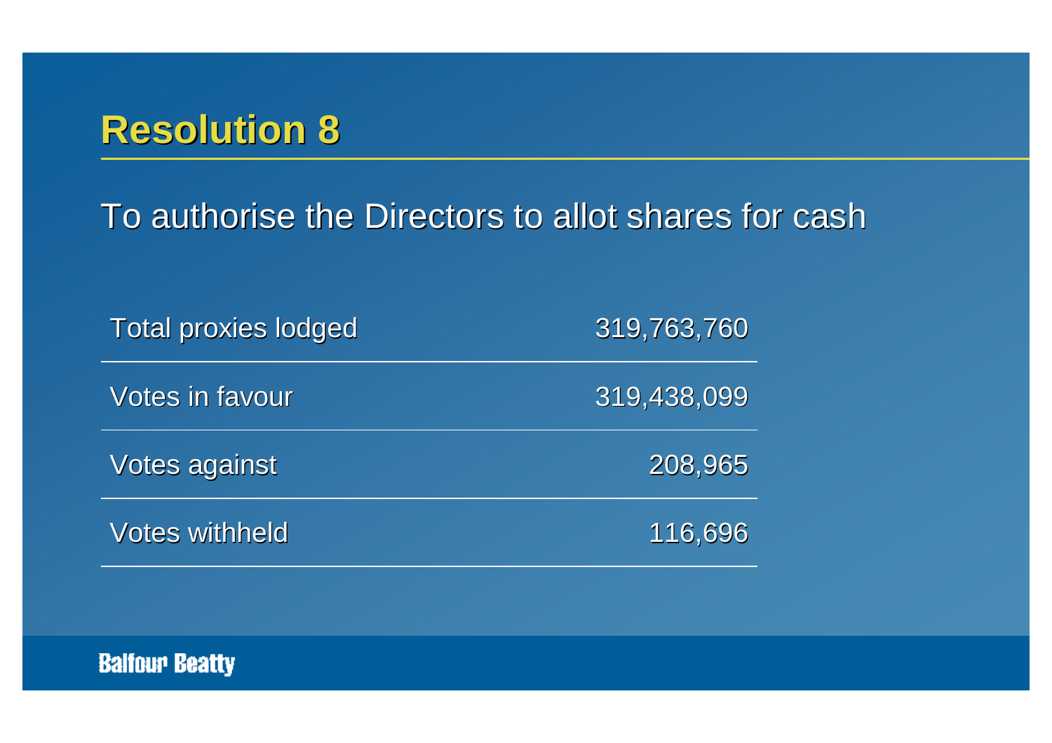# Resolution 8

To authorise the Directors to allot shares for cash

| | |
|---|---|
| Total proxies lodged | 319,763,760 |
| Votes in favour | 319,438,099 |
| Votes against | 208,965 |
| Votes withheld | 116,696 |

Balfour Beatty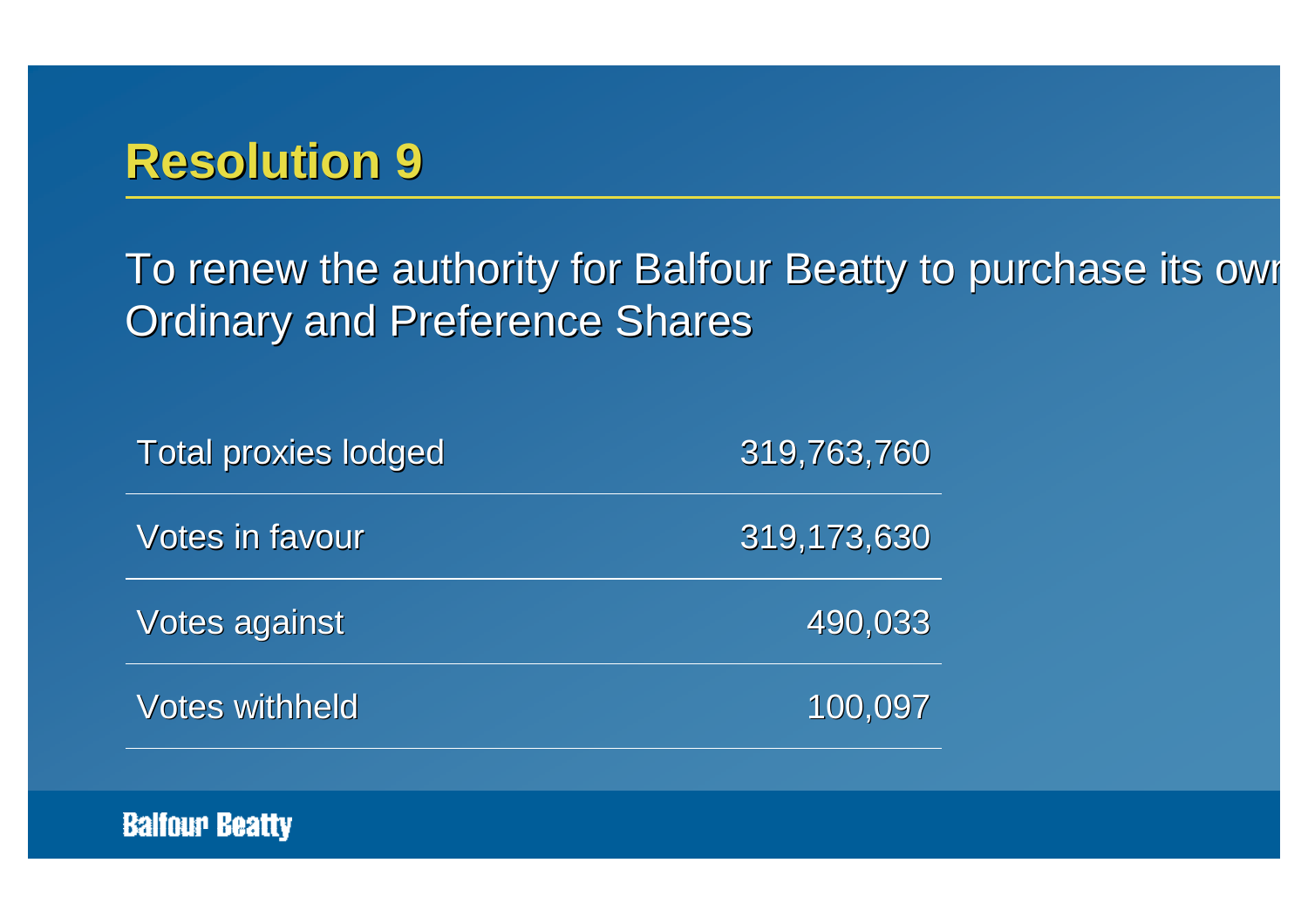# Resolution 9

To renew the authority for Balfour Beatty to purchase its own Ordinary and Preference Shares

| | |
|---|---|
| Total proxies lodged | 319,763,760 |
| Votes in favour | 319,173,630 |
| Votes against | 490,033 |
| Votes withheld | 100,097 |

Balfour Beatty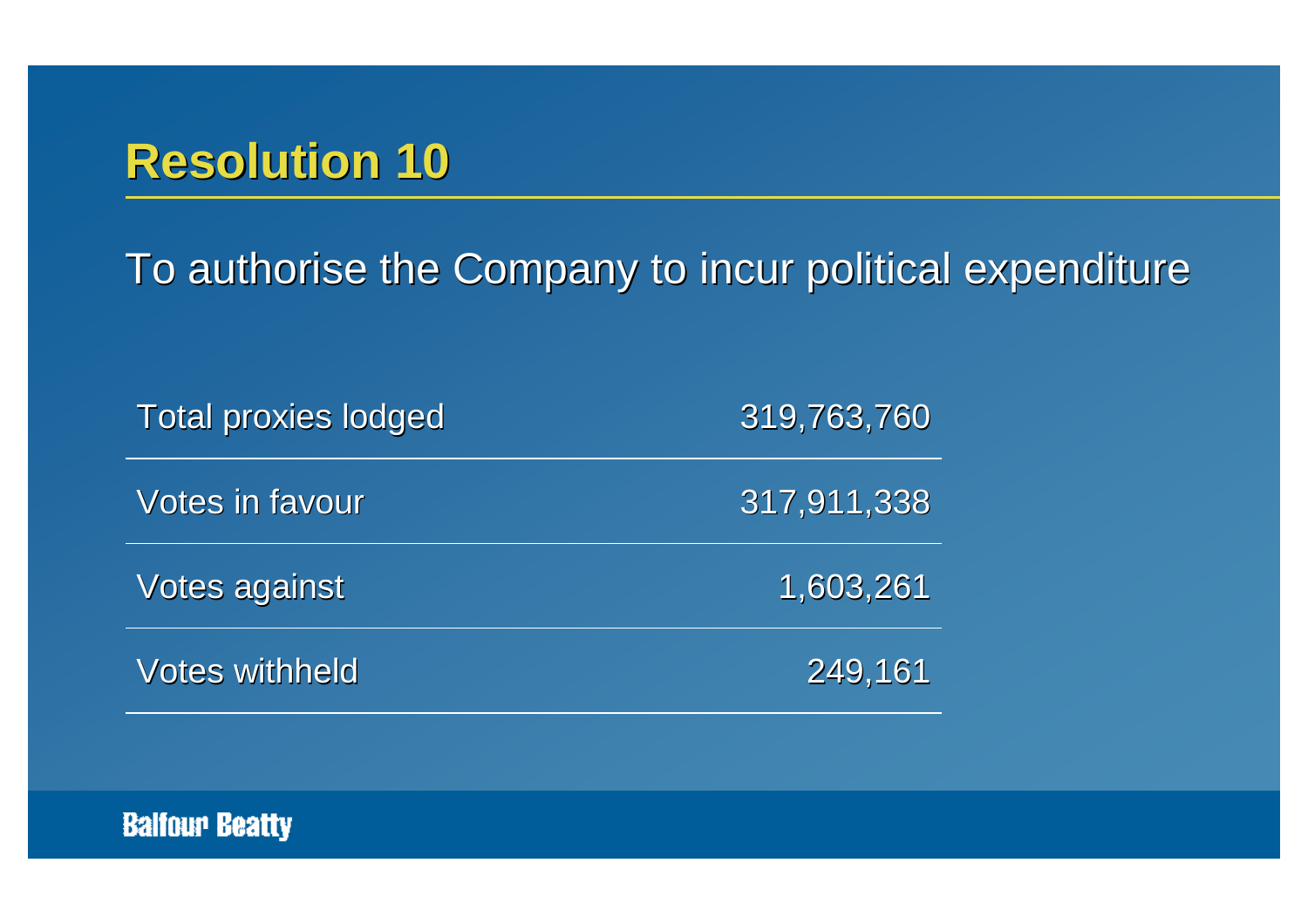# Resolution 10

To authorise the Company to incur political expenditure

| | |
|---|---|
| Total proxies lodged | 319,763,760 |
| Votes in favour | 317,911,338 |
| Votes against | 1,603,261 |
| Votes withheld | 249,161 |

Balfour Beatty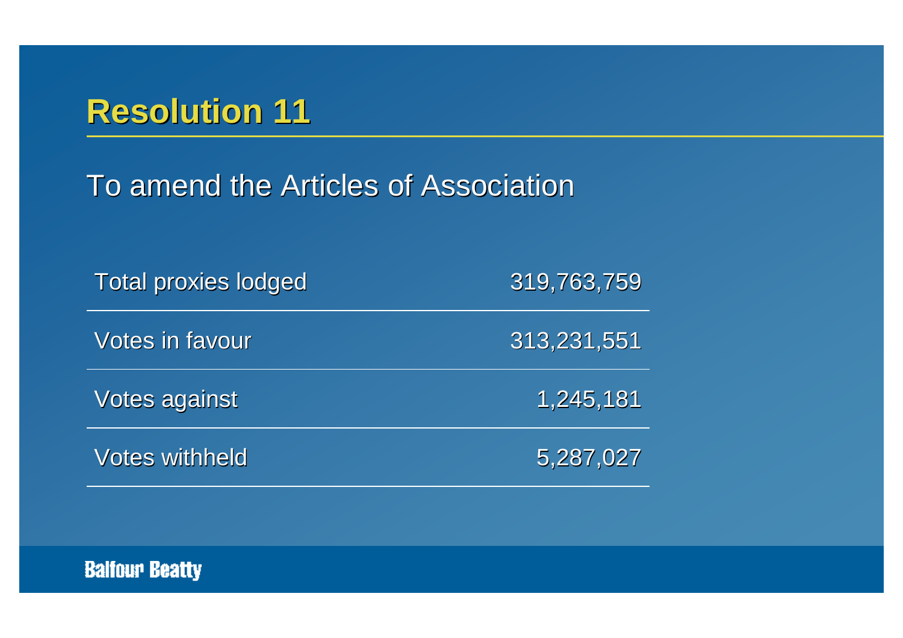# Resolution 11

To amend the Articles of Association

| | |
|---|---|
| Total proxies lodged | 319,763,759 |
| Votes in favour | 313,231,551 |
| Votes against | 1,245,181 |
| Votes withheld | 5,287,027 |

Balfour Beatty